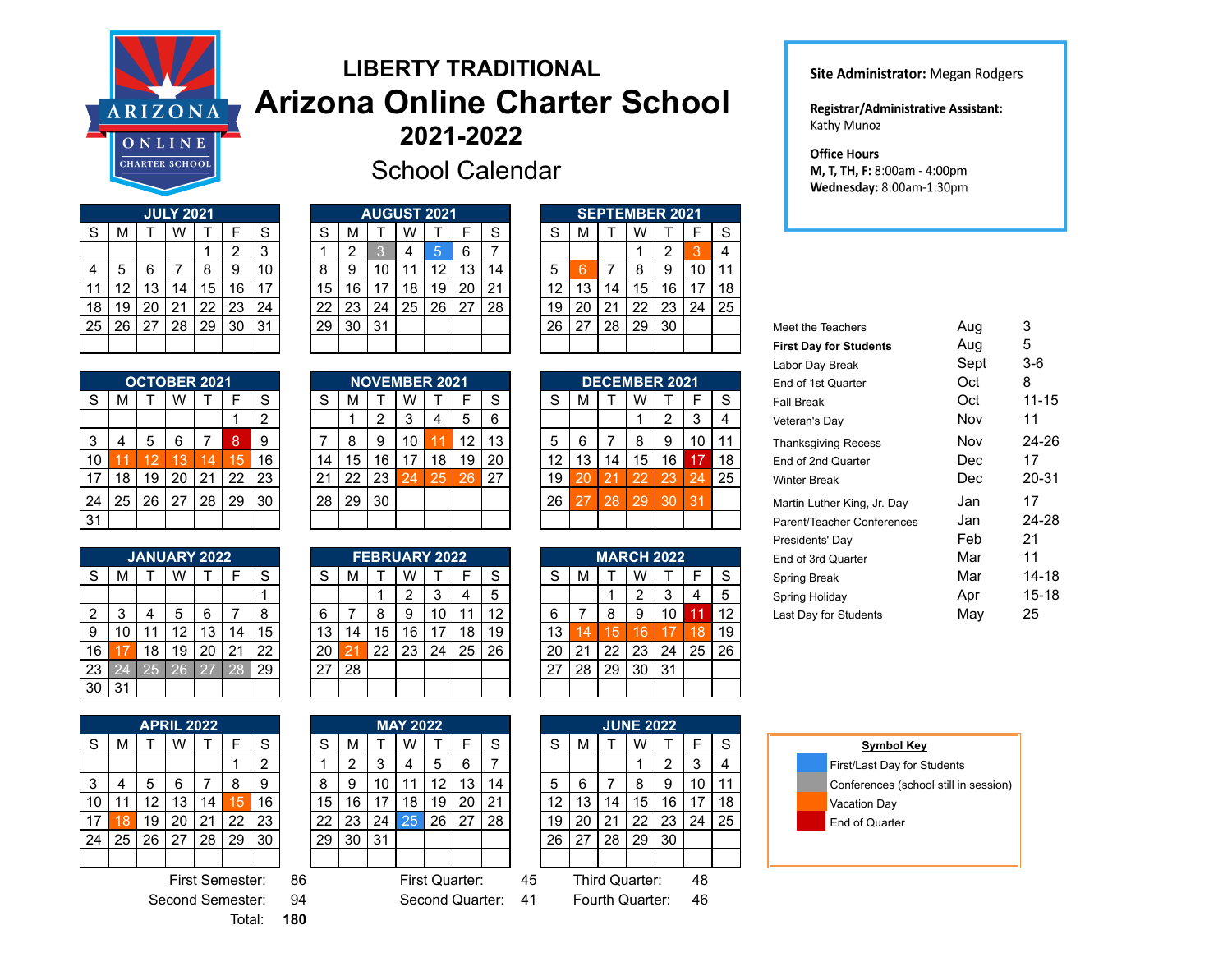# LIBERTY TRADITIONAL
# Arizona Online Charter School
## 2021-2022
## School Calendar

**Site Administrator:** Megan Rodgers

**Registrar/Administrative Assistant:**
Kathy Munoz

**Office Hours**
**M, T, TH, F:** 8:00am - 4:00pm
**Wednesday:** 8:00am-1:30pm

### JULY 2021

| S | M | T | W | T | F | S |
|---|---|---|---|---|---|---|
| | | | | 1 | 2 | 3 |
| 4 | 5 | 6 | 7 | 8 | 9 | 10 |
| 11 | 12 | 13 | 14 | 15 | 16 | 17 |
| 18 | 19 | 20 | 21 | 22 | 23 | 24 |
| 25 | 26 | 27 | 28 | 29 | 30 | 31 |

### AUGUST 2021

| S | M | T | W | T | F | S |
|---|---|---|---|---|---|---|
| 1 | 2 | 3 | 4 | 5 | 6 | 7 |
| 8 | 9 | 10 | 11 | 12 | 13 | 14 |
| 15 | 16 | 17 | 18 | 19 | 20 | 21 |
| 22 | 23 | 24 | 25 | 26 | 27 | 28 |
| 29 | 30 | 31 | | | | |

### SEPTEMBER 2021

| S | M | T | W | T | F | S |
|---|---|---|---|---|---|---|
| | | | 1 | 2 | 3 | 4 |
| 5 | 6 | 7 | 8 | 9 | 10 | 11 |
| 12 | 13 | 14 | 15 | 16 | 17 | 18 |
| 19 | 20 | 21 | 22 | 23 | 24 | 25 |
| 26 | 27 | 28 | 29 | 30 | | |

### OCTOBER 2021

| S | M | T | W | T | F | S |
|---|---|---|---|---|---|---|
| | | | | | 1 | 2 |
| 3 | 4 | 5 | 6 | 7 | 8 | 9 |
| 10 | 11 | 12 | 13 | 14 | 15 | 16 |
| 17 | 18 | 19 | 20 | 21 | 22 | 23 |
| 24 | 25 | 26 | 27 | 28 | 29 | 30 |
| 31 | | | | | | |

### NOVEMBER 2021

| S | M | T | W | T | F | S |
|---|---|---|---|---|---|---|
| | 1 | 2 | 3 | 4 | 5 | 6 |
| 7 | 8 | 9 | 10 | 11 | 12 | 13 |
| 14 | 15 | 16 | 17 | 18 | 19 | 20 |
| 21 | 22 | 23 | 24 | 25 | 26 | 27 |
| 28 | 29 | 30 | | | | |

### DECEMBER 2021

| S | M | T | W | T | F | S |
|---|---|---|---|---|---|---|
| | | | 1 | 2 | 3 | 4 |
| 5 | 6 | 7 | 8 | 9 | 10 | 11 |
| 12 | 13 | 14 | 15 | 16 | 17 | 18 |
| 19 | 20 | 21 | 22 | 23 | 24 | 25 |
| 26 | 27 | 28 | 29 | 30 | 31 | |

### JANUARY 2022

| S | M | T | W | T | F | S |
|---|---|---|---|---|---|---|
| | | | | | | 1 |
| 2 | 3 | 4 | 5 | 6 | 7 | 8 |
| 9 | 10 | 11 | 12 | 13 | 14 | 15 |
| 16 | 17 | 18 | 19 | 20 | 21 | 22 |
| 23 | 24 | 25 | 26 | 27 | 28 | 29 |
| 30 | 31 | | | | | |

### FEBRUARY 2022

| S | M | T | W | T | F | S |
|---|---|---|---|---|---|---|
| | | 1 | 2 | 3 | 4 | 5 |
| 6 | 7 | 8 | 9 | 10 | 11 | 12 |
| 13 | 14 | 15 | 16 | 17 | 18 | 19 |
| 20 | 21 | 22 | 23 | 24 | 25 | 26 |
| 27 | 28 | | | | | |

### MARCH 2022

| S | M | T | W | T | F | S |
|---|---|---|---|---|---|---|
| | | 1 | 2 | 3 | 4 | 5 |
| 6 | 7 | 8 | 9 | 10 | 11 | 12 |
| 13 | 14 | 15 | 16 | 17 | 18 | 19 |
| 20 | 21 | 22 | 23 | 24 | 25 | 26 |
| 27 | 28 | 29 | 30 | 31 | | |

### APRIL 2022

| S | M | T | W | T | F | S |
|---|---|---|---|---|---|---|
| | | | | | 1 | 2 |
| 3 | 4 | 5 | 6 | 7 | 8 | 9 |
| 10 | 11 | 12 | 13 | 14 | 15 | 16 |
| 17 | 18 | 19 | 20 | 21 | 22 | 23 |
| 24 | 25 | 26 | 27 | 28 | 29 | 30 |

### MAY 2022

| S | M | T | W | T | F | S |
|---|---|---|---|---|---|---|
| 1 | 2 | 3 | 4 | 5 | 6 | 7 |
| 8 | 9 | 10 | 11 | 12 | 13 | 14 |
| 15 | 16 | 17 | 18 | 19 | 20 | 21 |
| 22 | 23 | 24 | 25 | 26 | 27 | 28 |
| 29 | 30 | 31 | | | | |

### JUNE 2022

| S | M | T | W | T | F | S |
|---|---|---|---|---|---|---|
| | | | 1 | 2 | 3 | 4 |
| 5 | 6 | 7 | 8 | 9 | 10 | 11 |
| 12 | 13 | 14 | 15 | 16 | 17 | 18 |
| 19 | 20 | 21 | 22 | 23 | 24 | 25 |
| 26 | 27 | 28 | 29 | 30 | | |

| | | |
|---|---|---|
| First Semester: | 86 | |
| Second Semester: | 94 | |
| Total: | **180** | |

| | |
|---|---|
| First Quarter: | 45 |
| Second Quarter: | 41 |
| Third Quarter: | 48 |
| Fourth Quarter: | 46 |

| Event | Month | Date |
|---|---|---|
| Meet the Teachers | Aug | 3 |
| **First Day for Students** | Aug | 5 |
| Labor Day Break | Sept | 3-6 |
| End of 1st Quarter | Oct | 8 |
| Fall Break | Oct | 11-15 |
| Veteran's Day | Nov | 11 |
| Thanksgiving Recess | Nov | 24-26 |
| End of 2nd Quarter | Dec | 17 |
| Winter Break | Dec | 20-31 |
| Martin Luther King, Jr. Day | Jan | 17 |
| Parent/Teacher Conferences | Jan | 24-28 |
| Presidents' Day | Feb | 21 |
| End of 3rd Quarter | Mar | 11 |
| Spring Break | Mar | 14-18 |
| Spring Holiday | Apr | 15-18 |
| Last Day for Students | May | 25 |

**Symbol Key**
- First/Last Day for Students
- Conferences (school still in session)
- Vacation Day
- End of Quarter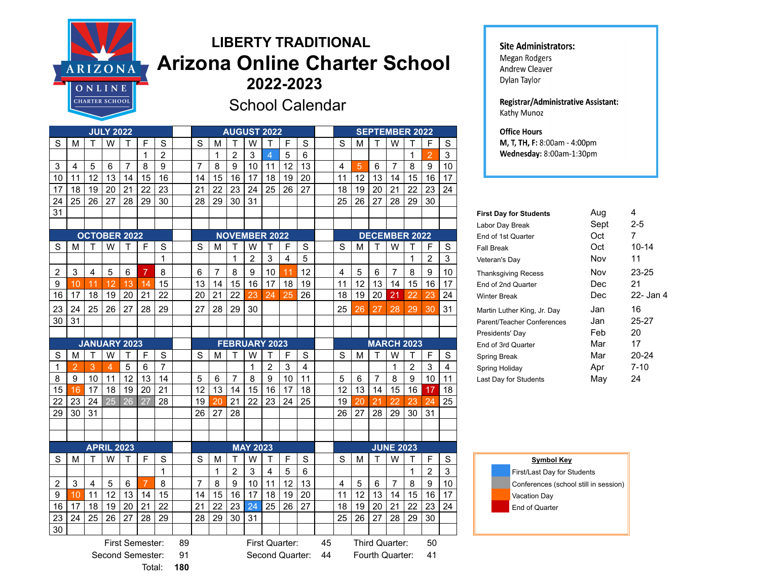# LIBERTY TRADITIONAL
# Arizona Online Charter School
## 2022-2023
## School Calendar

**Site Administrators:**
Megan Rodgers
Andrew Cleaver
Dylan Taylor

**Registrar/Administrative Assistant:**
Kathy Munoz

**Office Hours**
**M, T, TH, F:** 8:00am - 4:00pm
**Wednesday:** 8:00am-1:30pm

### JULY 2022

| S | M | T | W | T | F | S |
|---|---|---|---|---|---|---|
| | | | | | 1 | 2 |
| 3 | 4 | 5 | 6 | 7 | 8 | 9 |
| 10 | 11 | 12 | 13 | 14 | 15 | 16 |
| 17 | 18 | 19 | 20 | 21 | 22 | 23 |
| 24 | 25 | 26 | 27 | 28 | 29 | 30 |
| 31 | | | | | | |

### AUGUST 2022

| S | M | T | W | T | F | S |
|---|---|---|---|---|---|---|
| | 1 | 2 | 3 | 4 | 5 | 6 |
| 7 | 8 | 9 | 10 | 11 | 12 | 13 |
| 14 | 15 | 16 | 17 | 18 | 19 | 20 |
| 21 | 22 | 23 | 24 | 25 | 26 | 27 |
| 28 | 29 | 30 | 31 | | | |

### SEPTEMBER 2022

| S | M | T | W | T | F | S |
|---|---|---|---|---|---|---|
| | | | | 1 | 2 | 3 |
| 4 | 5 | 6 | 7 | 8 | 9 | 10 |
| 11 | 12 | 13 | 14 | 15 | 16 | 17 |
| 18 | 19 | 20 | 21 | 22 | 23 | 24 |
| 25 | 26 | 27 | 28 | 29 | 30 | |

### OCTOBER 2022

| S | M | T | W | T | F | S |
|---|---|---|---|---|---|---|
| | | | | | | 1 |
| 2 | 3 | 4 | 5 | 6 | 7 | 8 |
| 9 | 10 | 11 | 12 | 13 | 14 | 15 |
| 16 | 17 | 18 | 19 | 20 | 21 | 22 |
| 23 | 24 | 25 | 26 | 27 | 28 | 29 |
| 30 | 31 | | | | | |

### NOVEMBER 2022

| S | M | T | W | T | F | S |
|---|---|---|---|---|---|---|
| | | 1 | 2 | 3 | 4 | 5 |
| 6 | 7 | 8 | 9 | 10 | 11 | 12 |
| 13 | 14 | 15 | 16 | 17 | 18 | 19 |
| 20 | 21 | 22 | 23 | 24 | 25 | 26 |
| 27 | 28 | 29 | 30 | | | |

### DECEMBER 2022

| S | M | T | W | T | F | S |
|---|---|---|---|---|---|---|
| | | | | 1 | 2 | 3 |
| 4 | 5 | 6 | 7 | 8 | 9 | 10 |
| 11 | 12 | 13 | 14 | 15 | 16 | 17 |
| 18 | 19 | 20 | 21 | 22 | 23 | 24 |
| 25 | 26 | 27 | 28 | 29 | 30 | 31 |

### JANUARY 2023

| S | M | T | W | T | F | S |
|---|---|---|---|---|---|---|
| 1 | 2 | 3 | 4 | 5 | 6 | 7 |
| 8 | 9 | 10 | 11 | 12 | 13 | 14 |
| 15 | 16 | 17 | 18 | 19 | 20 | 21 |
| 22 | 23 | 24 | 25 | 26 | 27 | 28 |
| 29 | 30 | 31 | | | | |

### FEBRUARY 2023

| S | M | T | W | T | F | S |
|---|---|---|---|---|---|---|
| | | | 1 | 2 | 3 | 4 |
| 5 | 6 | 7 | 8 | 9 | 10 | 11 |
| 12 | 13 | 14 | 15 | 16 | 17 | 18 |
| 19 | 20 | 21 | 22 | 23 | 24 | 25 |
| 26 | 27 | 28 | | | | |

### MARCH 2023

| S | M | T | W | T | F | S |
|---|---|---|---|---|---|---|
| | | | 1 | 2 | 3 | 4 |
| 5 | 6 | 7 | 8 | 9 | 10 | 11 |
| 12 | 13 | 14 | 15 | 16 | 17 | 18 |
| 19 | 20 | 21 | 22 | 23 | 24 | 25 |
| 26 | 27 | 28 | 29 | 30 | 31 | |

### APRIL 2023

| S | M | T | W | T | F | S |
|---|---|---|---|---|---|---|
| | | | | | | 1 |
| 2 | 3 | 4 | 5 | 6 | 7 | 8 |
| 9 | 10 | 11 | 12 | 13 | 14 | 15 |
| 16 | 17 | 18 | 19 | 20 | 21 | 22 |
| 23 | 24 | 25 | 26 | 27 | 28 | 29 |
| 30 | | | | | | |

### MAY 2023

| S | M | T | W | T | F | S |
|---|---|---|---|---|---|---|
| | 1 | 2 | 3 | 4 | 5 | 6 |
| 7 | 8 | 9 | 10 | 11 | 12 | 13 |
| 14 | 15 | 16 | 17 | 18 | 19 | 20 |
| 21 | 22 | 23 | 24 | 25 | 26 | 27 |
| 28 | 29 | 30 | 31 | | | |

### JUNE 2023

| S | M | T | W | T | F | S |
|---|---|---|---|---|---|---|
| | | | | 1 | 2 | 3 |
| 4 | 5 | 6 | 7 | 8 | 9 | 10 |
| 11 | 12 | 13 | 14 | 15 | 16 | 17 |
| 18 | 19 | 20 | 21 | 22 | 23 | 24 |
| 25 | 26 | 27 | 28 | 29 | 30 | |

| | | |
|---|---|---|
| First Semester: | 89 | |
| Second Semester: | 91 | |
| Total: | **180** | |
| First Quarter: | 45 | |
| Second Quarter: | 44 | |
| Third Quarter: | 50 | |
| Fourth Quarter: | 41 | |

| | | |
|---|---|---|
| **First Day for Students** | Aug | 4 |
| Labor Day Break | Sept | 2-5 |
| End of 1st Quarter | Oct | 7 |
| Fall Break | Oct | 10-14 |
| Veteran's Day | Nov | 11 |
| Thanksgiving Recess | Nov | 23-25 |
| End of 2nd Quarter | Dec | 21 |
| Winter Break | Dec | 22- Jan 4 |
| Martin Luther King, Jr. Day | Jan | 16 |
| Parent/Teacher Conferences | Jan | 25-27 |
| Presidents' Day | Feb | 20 |
| End of 3rd Quarter | Mar | 17 |
| Spring Break | Mar | 20-24 |
| Spring Holiday | Apr | 7-10 |
| Last Day for Students | May | 24 |

**Symbol Key**
- First/Last Day for Students
- Conferences (school still in session)
- Vacation Day
- End of Quarter